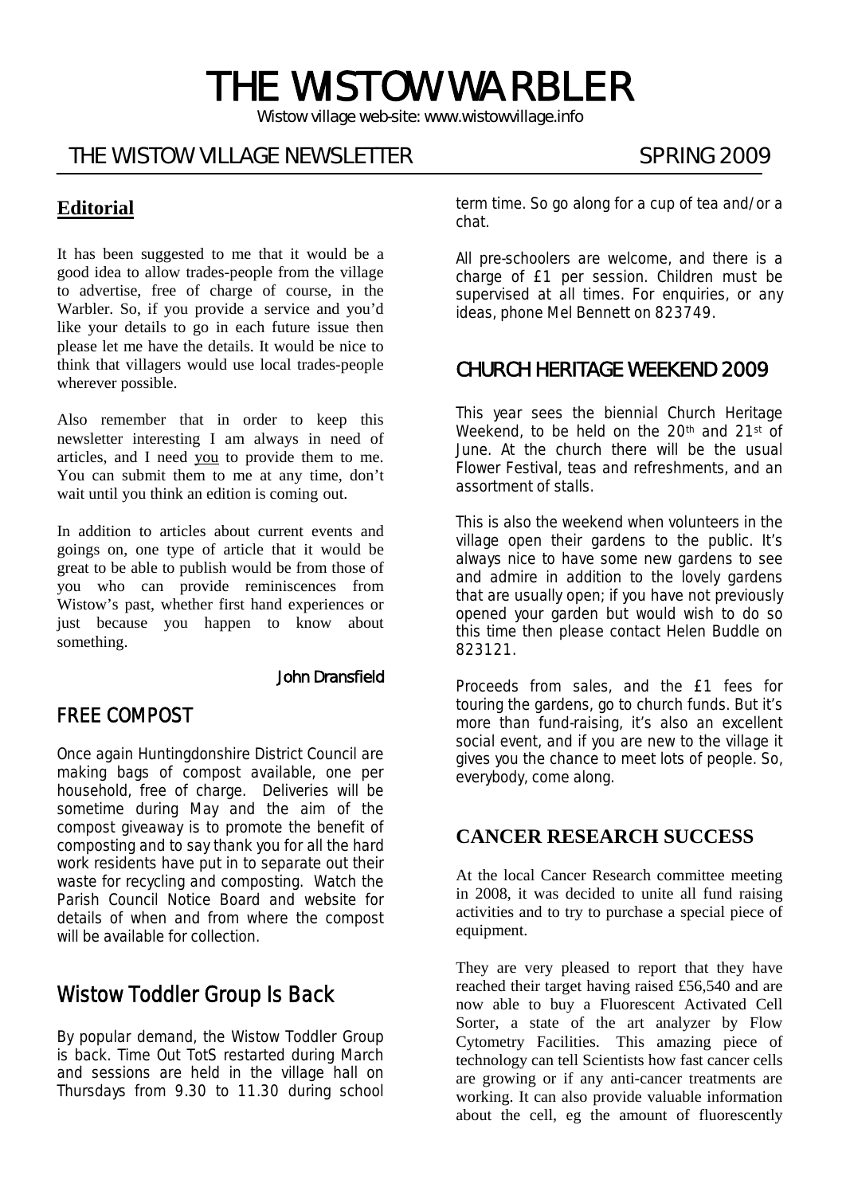# THE WISTOW WARBLER

Wistow village web-site: www.wistowvillage.info

THE WISTOW VILLAGE NEWSLETTER SPRING 2009

## Editorial

It has been suggested to me that it would be a good idea to allow trades-people from the village to advertise, free of charge of course, in the Warbler. So, if you provide a service and you'd like your details to go in each future issue then please let me have the details. It would be nice to think that villagers would use local trades-people wherever possible.

Also remember that in order to keep this newsletter interesting I am always in need of articles, and I need you to provide them to me. You can submit them to me at any time, don't wait until you think an edition is coming out.

In addition to articles about current events and goings on, one type of article that it would be great to be able to publish would be from those of you who can provide reminiscences from Wistow's past, whether first hand experiences or just because you happen to know about something.

**John Dransfield**

## FREE COMPOST

Once again Huntingdonshire District Council are making bags of compost available, one per household, free of charge. Deliveries will be sometime during May and the aim of the compost giveaway is to promote the benefit of composting and to say thank you for all the hard work residents have put in to separate out their waste for recycling and composting. Watch the Parish Council Notice Board and website for details of when and from where the compost will be available for collection.

## Wistow Toddler Group Is Back

By popular demand, the Wistow Toddler Group is back. Time Out TotS restarted during March and sessions are held in the village hall on Thursdays from 9.30 to 11.30 during school term time. So go along for a cup of tea and/or a chat.

All pre-schoolers are welcome, and there is a charge of £1 per session. Children must be supervised at all times. For enquiries, or any ideas, phone Mel Bennett on 823749.

## CHURCH HERITAGE WEEKEND 2009

This year sees the biennial Church Heritage Weekend, to be held on the 20th and 21st of June. At the church there will be the usual Flower Festival, teas and refreshments, and an assortment of stalls.

This is also the weekend when volunteers in the village open their gardens to the public. It's always nice to have some new gardens to see and admire in addition to the lovely gardens that are usually open; if you have not previously opened your garden but would wish to do so this time then please contact Helen Buddle on 823121.

Proceeds from sales, and the £1 fees for touring the gardens, go to church funds. But it's more than fund-raising, it's also an excellent social event, and if you are new to the village it gives you the chance to meet lots of people. So, everybody, come along.

## CANCER RESEARCH SUCCESS

At the local Cancer Research committee meeting in 2008, it was decided to unite all fund raising activities and to try to purchase a special piece of equipment.

They are very pleased to report that they have reached their target having raised £56,540 and are now able to buy a Fluorescent Activated Cell Sorter, a state of the art analyzer by Flow Cytometry Facilities. This amazing piece of technology can tell Scientists how fast cancer cells are growing or if any anti-cancer treatments are working. It can also provide valuable information about the cell, eg the amount of fluorescently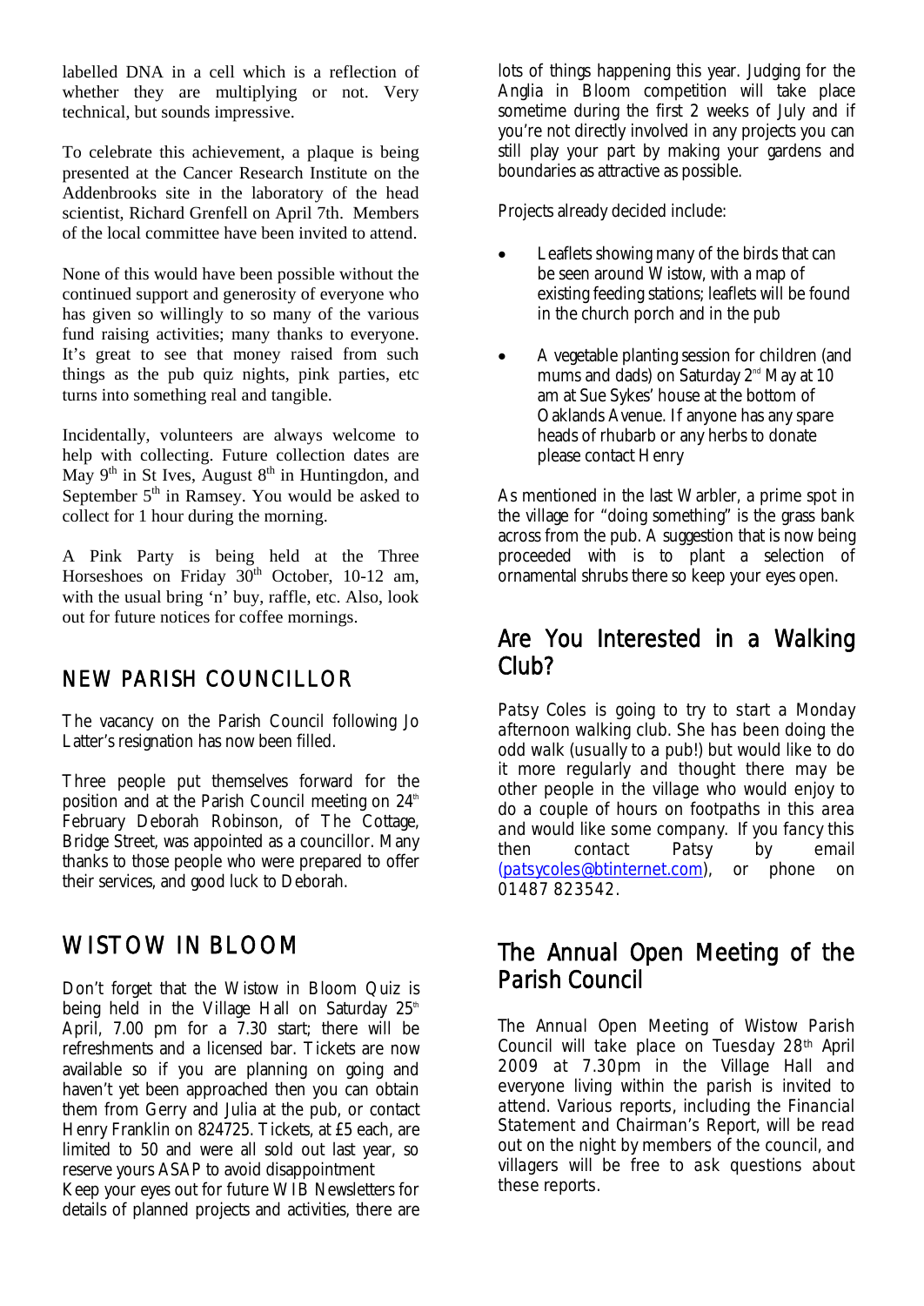labelled DNA in a cell which is a reflection of whether they are multiplying or not. Very technical, but sounds impressive.

To celebrate this achievement, a plaque is being presented at the Cancer Research Institute on the Addenbrooks site in the laboratory of the head scientist, Richard Grenfell on April 7th. Members of the local committee have been invited to attend.

None of this would have been possible without the continued support and generosity of everyone who has given so willingly to so many of the various fund raising activities; many thanks to everyone. It's great to see that money raised from such things as the pub quiz nights, pink parties, etc turns into something real and tangible.

Incidentally, volunteers are always welcome to help with collecting. Future collection dates are May 9th in St Ives, August 8th in Huntingdon, and September 5th in Ramsey. You would be asked to collect for 1 hour during the morning.

A Pink Party is being held at the Three Horseshoes on Friday 30th October, 10-12 am, with the usual bring 'n' buy, raffle, etc. Also, look out for future notices for coffee mornings.

## NEW PARISH COUNCILLOR

The vacancy on the Parish Council following Jo Latter's resignation has now been filled.

Three people put themselves forward for the position and at the Parish Council meeting on 24th February Deborah Robinson, of The Cottage, Bridge Street, was appointed as a councillor. Many thanks to those people who were prepared to offer their services, and good luck to Deborah.

## WISTOW IN BLOOM

Don't forget that the Wistow in Bloom Quiz is being held in the Village Hall on Saturday 25th April, 7.00 pm for a 7.30 start; there will be refreshments and a licensed bar. Tickets are now available so if you are planning on going and haven't yet been approached then you can obtain them from Gerry and Julia at the pub, or contact Henry Franklin on 824725. Tickets, at £5 each, are limited to 50 and were all sold out last year, so reserve yours ASAP to avoid disappointment

Keep your eyes out for future WIB Newsletters for details of planned projects and activities, there are lots of things happening this year. Judging for the Anglia in Bloom competition will take place sometime during the first 2 weeks of July and if you're not directly involved in any projects you can still play your part by making your gardens and boundaries as attractive as possible.

Projects already decided include:

- Leaflets showing many of the birds that can be seen around Wistow, with a map of existing feeding stations; leaflets will be found in the church porch and in the pub
- A vegetable planting session for children (and mums and dads) on Saturday 2nd May at 10 am at Sue Sykes' house at the bottom of Oaklands Avenue. If anyone has any spare heads of rhubarb or any herbs to donate please contact Henry

As mentioned in the last Warbler, a prime spot in the village for "doing something" is the grass bank across from the pub. A suggestion that is now being proceeded with is to plant a selection of ornamental shrubs there so keep your eyes open.

## Are You Interested in a Walking Club?

Patsy Coles is going to try to start a Monday afternoon walking club. She has been doing the odd walk (usually to a pub!) but would like to do it more regularly and thought there may be other people in the village who would enjoy to do a couple of hours on footpaths in this area and would like some company. If you fancy this then contact Patsy by email (patsycoles@btinternet.com), or phone on 01487 823542.

## The Annual Open Meeting of the Parish Council

The Annual Open Meeting of Wistow Parish Council will take place on Tuesday 28th April 2009 at 7.30pm in the Village Hall and everyone living within the parish is invited to attend. Various reports, including the Financial Statement and Chairman's Report, will be read out on the night by members of the council, and villagers will be free to ask questions about these reports.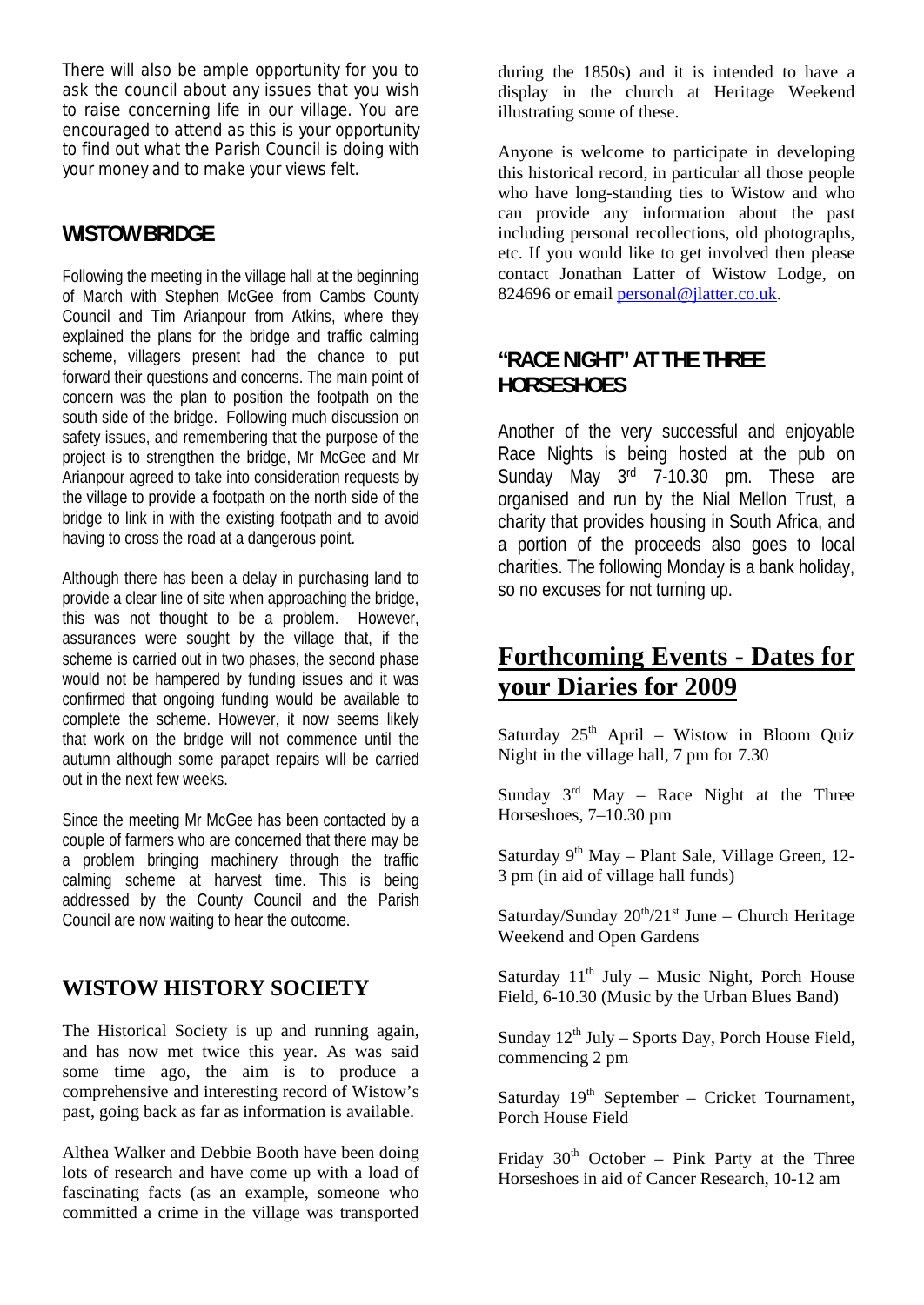There will also be ample opportunity for you to ask the council about any issues that you wish to raise concerning life in our village. You are encouraged to attend as this is your opportunity to find out what the Parish Council is doing with your money and to make your views felt.

## WISTOW BRIDGE

Following the meeting in the village hall at the beginning of March with Stephen McGee from Cambs County Council and Tim Arianpour from Atkins, where they explained the plans for the bridge and traffic calming scheme, villagers present had the chance to put forward their questions and concerns. The main point of concern was the plan to position the footpath on the south side of the bridge. Following much discussion on safety issues, and remembering that the purpose of the project is to strengthen the bridge, Mr McGee and Mr Arianpour agreed to take into consideration requests by the village to provide a footpath on the north side of the bridge to link in with the existing footpath and to avoid having to cross the road at a dangerous point.

Although there has been a delay in purchasing land to provide a clear line of site when approaching the bridge, this was not thought to be a problem. However, assurances were sought by the village that, if the scheme is carried out in two phases, the second phase would not be hampered by funding issues and it was confirmed that ongoing funding would be available to complete the scheme. However, it now seems likely that work on the bridge will not commence until the autumn although some parapet repairs will be carried out in the next few weeks.

Since the meeting Mr McGee has been contacted by a couple of farmers who are concerned that there may be a problem bringing machinery through the traffic calming scheme at harvest time. This is being addressed by the County Council and the Parish Council are now waiting to hear the outcome.

## WISTOW HISTORY SOCIETY

The Historical Society is up and running again, and has now met twice this year. As was said some time ago, the aim is to produce a comprehensive and interesting record of Wistow's past, going back as far as information is available.

Althea Walker and Debbie Booth have been doing lots of research and have come up with a load of fascinating facts (as an example, someone who committed a crime in the village was transported during the 1850s) and it is intended to have a display in the church at Heritage Weekend illustrating some of these.

Anyone is welcome to participate in developing this historical record, in particular all those people who have long-standing ties to Wistow and who can provide any information about the past including personal recollections, old photographs, etc. If you would like to get involved then please contact Jonathan Latter of Wistow Lodge, on 824696 or email personal@jlatter.co.uk.

## "RACE NIGHT" AT THE THREE HORSESHOES

Another of the very successful and enjoyable Race Nights is being hosted at the pub on Sunday May 3rd 7-10.30 pm. These are organised and run by the Nial Mellon Trust, a charity that provides housing in South Africa, and a portion of the proceeds also goes to local charities. The following Monday is a bank holiday, so no excuses for not turning up.

## Forthcoming Events - Dates for your Diaries for 2009

Saturday 25th April – Wistow in Bloom Quiz Night in the village hall, 7 pm for 7.30

Sunday 3rd May – Race Night at the Three Horseshoes, 7–10.30 pm

Saturday 9th May – Plant Sale, Village Green, 12-3 pm (in aid of village hall funds)

Saturday/Sunday 20th/21st June – Church Heritage Weekend and Open Gardens

Saturday 11th July – Music Night, Porch House Field, 6-10.30 (Music by the Urban Blues Band)

Sunday 12th July – Sports Day, Porch House Field, commencing 2 pm

Saturday 19th September – Cricket Tournament, Porch House Field

Friday 30th October – Pink Party at the Three Horseshoes in aid of Cancer Research, 10-12 am